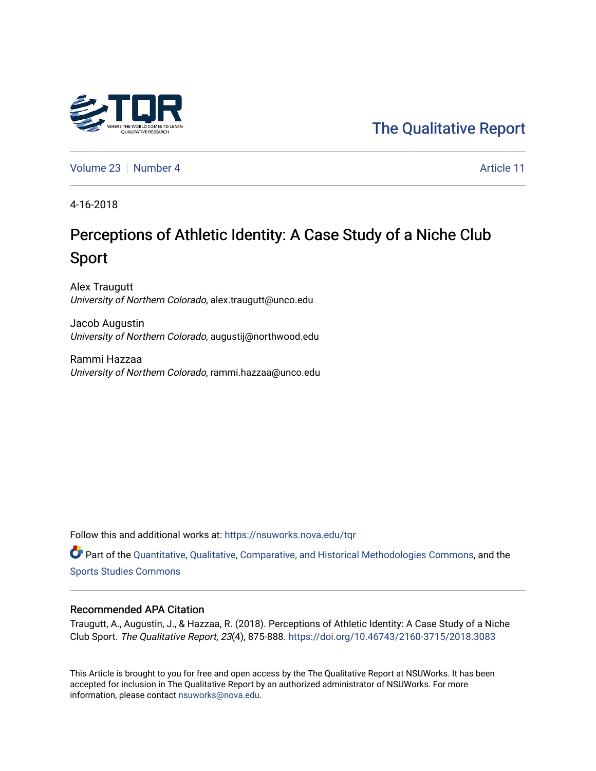The Qualitative Report

Volume 23 | Number 4 | Article 11

4-16-2018

# Perceptions of Athletic Identity: A Case Study of a Niche Club Sport

Alex Traugutt
*University of Northern Colorado*, alex.traugutt@unco.edu

Jacob Augustin
*University of Northern Colorado*, augustij@northwood.edu

Rammi Hazzaa
*University of Northern Colorado*, rammi.hazzaa@unco.edu

Follow this and additional works at: https://nsuworks.nova.edu/tqr

Part of the Quantitative, Qualitative, Comparative, and Historical Methodologies Commons, and the Sports Studies Commons

## Recommended APA Citation

Traugutt, A., Augustin, J., & Hazzaa, R. (2018). Perceptions of Athletic Identity: A Case Study of a Niche Club Sport. *The Qualitative Report*, *23*(4), 875-888. https://doi.org/10.46743/2160-3715/2018.3083

This Article is brought to you for free and open access by the The Qualitative Report at NSUWorks. It has been accepted for inclusion in The Qualitative Report by an authorized administrator of NSUWorks. For more information, please contact nsuworks@nova.edu.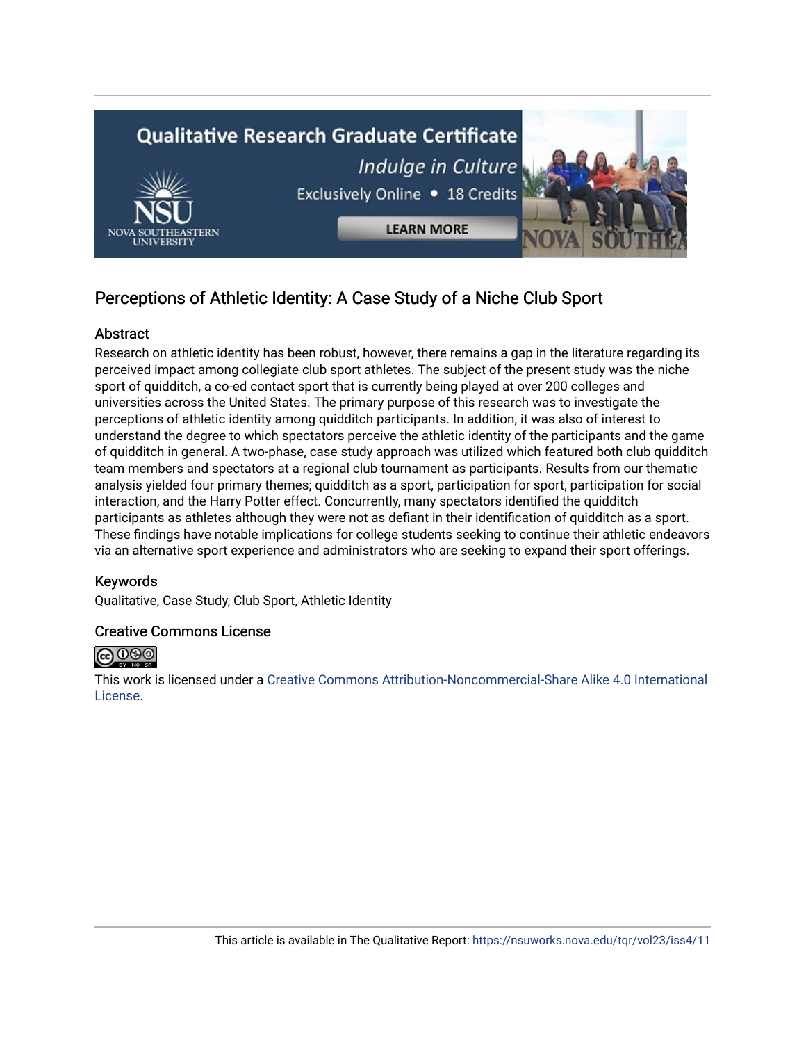# Perceptions of Athletic Identity: A Case Study of a Niche Club Sport

## Abstract

Research on athletic identity has been robust, however, there remains a gap in the literature regarding its perceived impact among collegiate club sport athletes. The subject of the present study was the niche sport of quidditch, a co-ed contact sport that is currently being played at over 200 colleges and universities across the United States. The primary purpose of this research was to investigate the perceptions of athletic identity among quidditch participants. In addition, it was also of interest to understand the degree to which spectators perceive the athletic identity of the participants and the game of quidditch in general. A two-phase, case study approach was utilized which featured both club quidditch team members and spectators at a regional club tournament as participants. Results from our thematic analysis yielded four primary themes; quidditch as a sport, participation for sport, participation for social interaction, and the Harry Potter effect. Concurrently, many spectators identified the quidditch participants as athletes although they were not as defiant in their identification of quidditch as a sport. These findings have notable implications for college students seeking to continue their athletic endeavors via an alternative sport experience and administrators who are seeking to expand their sport offerings.

## Keywords

Qualitative, Case Study, Club Sport, Athletic Identity

## Creative Commons License

This work is licensed under a Creative Commons Attribution-Noncommercial-Share Alike 4.0 International License.

This article is available in The Qualitative Report: https://nsuworks.nova.edu/tqr/vol23/iss4/11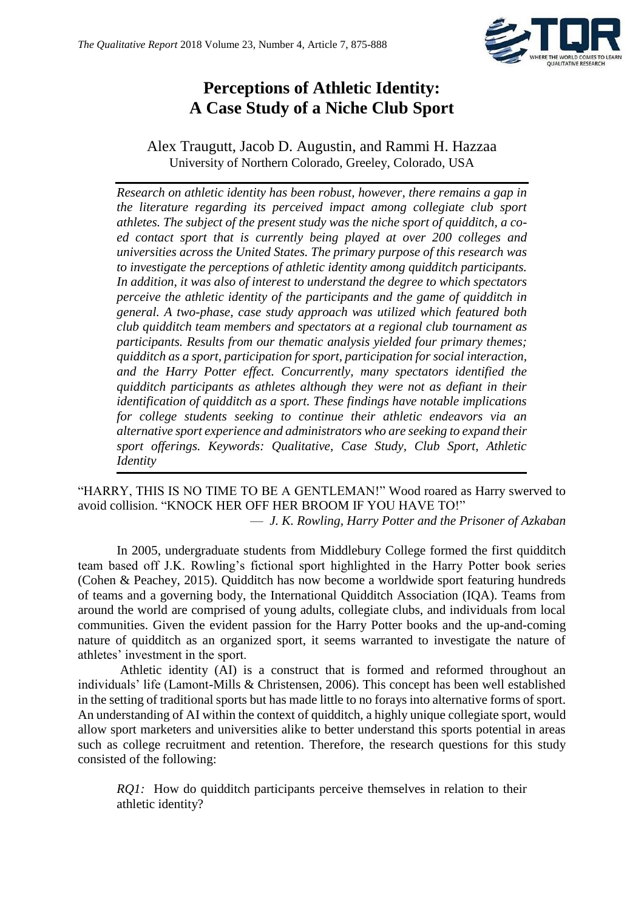# Perceptions of Athletic Identity: A Case Study of a Niche Club Sport

Alex Traugutt, Jacob D. Augustin, and Rammi H. Hazzaa

University of Northern Colorado, Greeley, Colorado, USA

*Research on athletic identity has been robust, however, there remains a gap in the literature regarding its perceived impact among collegiate club sport athletes. The subject of the present study was the niche sport of quidditch, a co-ed contact sport that is currently being played at over 200 colleges and universities across the United States. The primary purpose of this research was to investigate the perceptions of athletic identity among quidditch participants. In addition, it was also of interest to understand the degree to which spectators perceive the athletic identity of the participants and the game of quidditch in general. A two-phase, case study approach was utilized which featured both club quidditch team members and spectators at a regional club tournament as participants. Results from our thematic analysis yielded four primary themes; quidditch as a sport, participation for sport, participation for social interaction, and the Harry Potter effect. Concurrently, many spectators identified the quidditch participants as athletes although they were not as defiant in their identification of quidditch as a sport. These findings have notable implications for college students seeking to continue their athletic endeavors via an alternative sport experience and administrators who are seeking to expand their sport offerings. Keywords: Qualitative, Case Study, Club Sport, Athletic Identity*

"HARRY, THIS IS NO TIME TO BE A GENTLEMAN!" Wood roared as Harry swerved to avoid collision. "KNOCK HER OFF HER BROOM IF YOU HAVE TO!"

— *J. K. Rowling, Harry Potter and the Prisoner of Azkaban*

In 2005, undergraduate students from Middlebury College formed the first quidditch team based off J.K. Rowling's fictional sport highlighted in the Harry Potter book series (Cohen & Peachey, 2015). Quidditch has now become a worldwide sport featuring hundreds of teams and a governing body, the International Quidditch Association (IQA). Teams from around the world are comprised of young adults, collegiate clubs, and individuals from local communities. Given the evident passion for the Harry Potter books and the up-and-coming nature of quidditch as an organized sport, it seems warranted to investigate the nature of athletes' investment in the sport.

Athletic identity (AI) is a construct that is formed and reformed throughout an individuals' life (Lamont-Mills & Christensen, 2006). This concept has been well established in the setting of traditional sports but has made little to no forays into alternative forms of sport. An understanding of AI within the context of quidditch, a highly unique collegiate sport, would allow sport marketers and universities alike to better understand this sports potential in areas such as college recruitment and retention. Therefore, the research questions for this study consisted of the following:

*RQ1:* How do quidditch participants perceive themselves in relation to their athletic identity?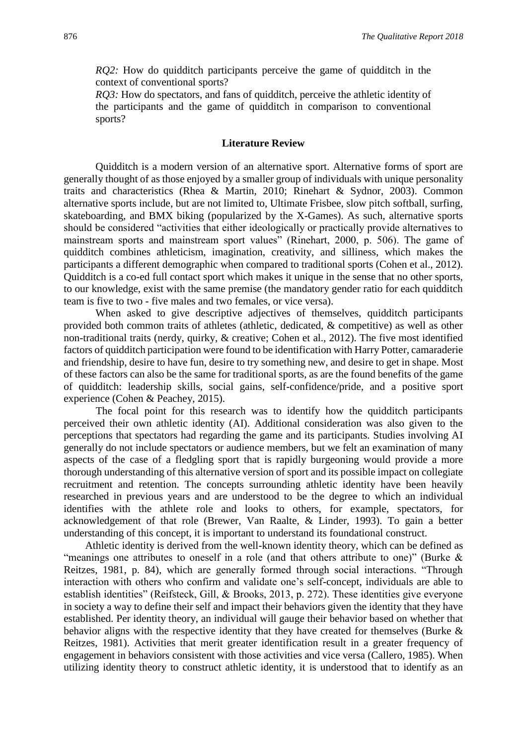*RQ2:* How do quidditch participants perceive the game of quidditch in the context of conventional sports?

*RQ3:* How do spectators, and fans of quidditch, perceive the athletic identity of the participants and the game of quidditch in comparison to conventional sports?

## Literature Review

Quidditch is a modern version of an alternative sport. Alternative forms of sport are generally thought of as those enjoyed by a smaller group of individuals with unique personality traits and characteristics (Rhea & Martin, 2010; Rinehart & Sydnor, 2003). Common alternative sports include, but are not limited to, Ultimate Frisbee, slow pitch softball, surfing, skateboarding, and BMX biking (popularized by the X-Games). As such, alternative sports should be considered "activities that either ideologically or practically provide alternatives to mainstream sports and mainstream sport values" (Rinehart, 2000, p. 506). The game of quidditch combines athleticism, imagination, creativity, and silliness, which makes the participants a different demographic when compared to traditional sports (Cohen et al., 2012). Quidditch is a co-ed full contact sport which makes it unique in the sense that no other sports, to our knowledge, exist with the same premise (the mandatory gender ratio for each quidditch team is five to two - five males and two females, or vice versa).

When asked to give descriptive adjectives of themselves, quidditch participants provided both common traits of athletes (athletic, dedicated, & competitive) as well as other non-traditional traits (nerdy, quirky, & creative; Cohen et al., 2012). The five most identified factors of quidditch participation were found to be identification with Harry Potter, camaraderie and friendship, desire to have fun, desire to try something new, and desire to get in shape. Most of these factors can also be the same for traditional sports, as are the found benefits of the game of quidditch: leadership skills, social gains, self-confidence/pride, and a positive sport experience (Cohen & Peachey, 2015).

The focal point for this research was to identify how the quidditch participants perceived their own athletic identity (AI). Additional consideration was also given to the perceptions that spectators had regarding the game and its participants. Studies involving AI generally do not include spectators or audience members, but we felt an examination of many aspects of the case of a fledgling sport that is rapidly burgeoning would provide a more thorough understanding of this alternative version of sport and its possible impact on collegiate recruitment and retention. The concepts surrounding athletic identity have been heavily researched in previous years and are understood to be the degree to which an individual identifies with the athlete role and looks to others, for example, spectators, for acknowledgement of that role (Brewer, Van Raalte, & Linder, 1993). To gain a better understanding of this concept, it is important to understand its foundational construct.

Athletic identity is derived from the well-known identity theory, which can be defined as "meanings one attributes to oneself in a role (and that others attribute to one)" (Burke & Reitzes, 1981, p. 84), which are generally formed through social interactions. "Through interaction with others who confirm and validate one's self-concept, individuals are able to establish identities" (Reifsteck, Gill, & Brooks, 2013, p. 272). These identities give everyone in society a way to define their self and impact their behaviors given the identity that they have established. Per identity theory, an individual will gauge their behavior based on whether that behavior aligns with the respective identity that they have created for themselves (Burke & Reitzes, 1981). Activities that merit greater identification result in a greater frequency of engagement in behaviors consistent with those activities and vice versa (Callero, 1985). When utilizing identity theory to construct athletic identity, it is understood that to identify as an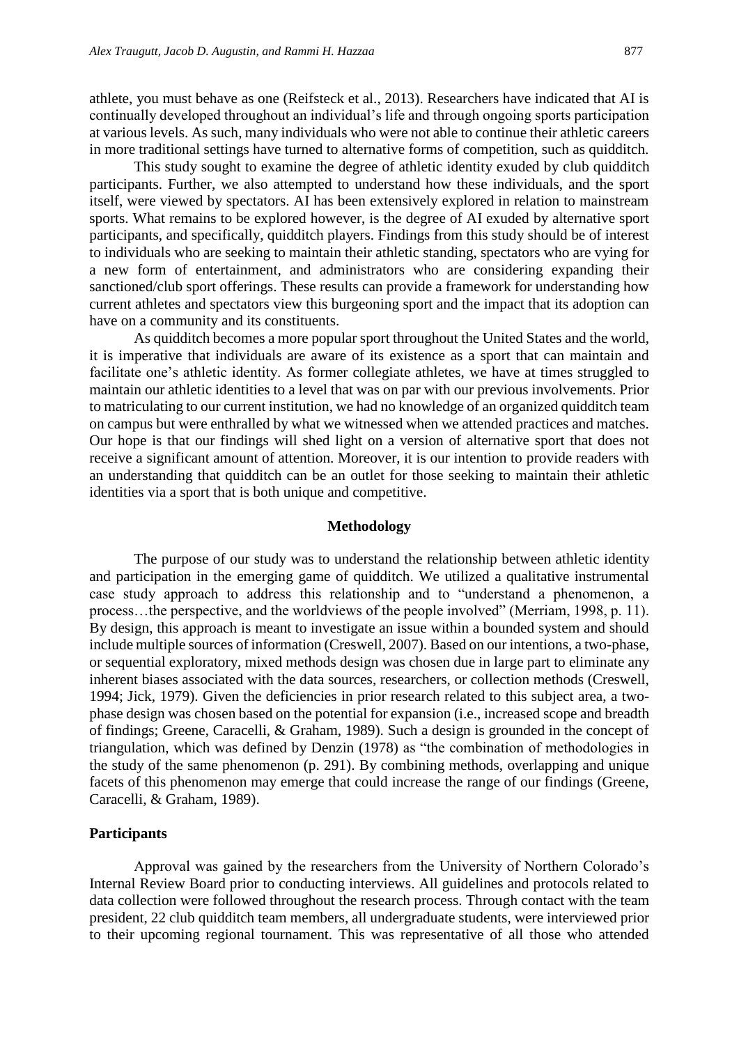athlete, you must behave as one (Reifsteck et al., 2013). Researchers have indicated that AI is continually developed throughout an individual's life and through ongoing sports participation at various levels. As such, many individuals who were not able to continue their athletic careers in more traditional settings have turned to alternative forms of competition, such as quidditch.

This study sought to examine the degree of athletic identity exuded by club quidditch participants. Further, we also attempted to understand how these individuals, and the sport itself, were viewed by spectators. AI has been extensively explored in relation to mainstream sports. What remains to be explored however, is the degree of AI exuded by alternative sport participants, and specifically, quidditch players. Findings from this study should be of interest to individuals who are seeking to maintain their athletic standing, spectators who are vying for a new form of entertainment, and administrators who are considering expanding their sanctioned/club sport offerings. These results can provide a framework for understanding how current athletes and spectators view this burgeoning sport and the impact that its adoption can have on a community and its constituents.

As quidditch becomes a more popular sport throughout the United States and the world, it is imperative that individuals are aware of its existence as a sport that can maintain and facilitate one's athletic identity. As former collegiate athletes, we have at times struggled to maintain our athletic identities to a level that was on par with our previous involvements. Prior to matriculating to our current institution, we had no knowledge of an organized quidditch team on campus but were enthralled by what we witnessed when we attended practices and matches. Our hope is that our findings will shed light on a version of alternative sport that does not receive a significant amount of attention. Moreover, it is our intention to provide readers with an understanding that quidditch can be an outlet for those seeking to maintain their athletic identities via a sport that is both unique and competitive.

## Methodology

The purpose of our study was to understand the relationship between athletic identity and participation in the emerging game of quidditch. We utilized a qualitative instrumental case study approach to address this relationship and to "understand a phenomenon, a process…the perspective, and the worldviews of the people involved" (Merriam, 1998, p. 11). By design, this approach is meant to investigate an issue within a bounded system and should include multiple sources of information (Creswell, 2007). Based on our intentions, a two-phase, or sequential exploratory, mixed methods design was chosen due in large part to eliminate any inherent biases associated with the data sources, researchers, or collection methods (Creswell, 1994; Jick, 1979). Given the deficiencies in prior research related to this subject area, a two-phase design was chosen based on the potential for expansion (i.e., increased scope and breadth of findings; Greene, Caracelli, & Graham, 1989). Such a design is grounded in the concept of triangulation, which was defined by Denzin (1978) as "the combination of methodologies in the study of the same phenomenon (p. 291). By combining methods, overlapping and unique facets of this phenomenon may emerge that could increase the range of our findings (Greene, Caracelli, & Graham, 1989).

### Participants

Approval was gained by the researchers from the University of Northern Colorado's Internal Review Board prior to conducting interviews. All guidelines and protocols related to data collection were followed throughout the research process. Through contact with the team president, 22 club quidditch team members, all undergraduate students, were interviewed prior to their upcoming regional tournament. This was representative of all those who attended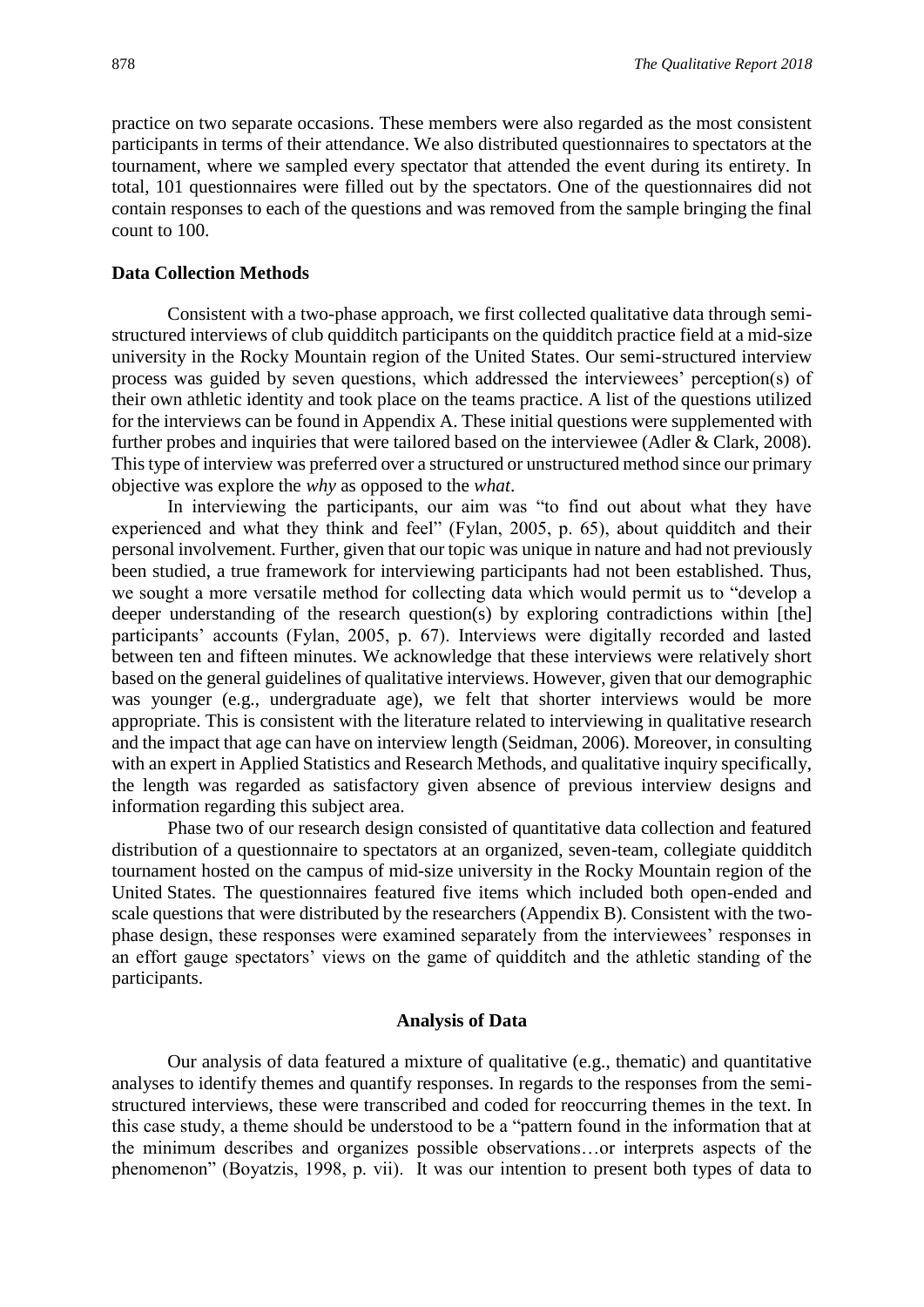practice on two separate occasions. These members were also regarded as the most consistent participants in terms of their attendance. We also distributed questionnaires to spectators at the tournament, where we sampled every spectator that attended the event during its entirety. In total, 101 questionnaires were filled out by the spectators. One of the questionnaires did not contain responses to each of the questions and was removed from the sample bringing the final count to 100.

### Data Collection Methods

Consistent with a two-phase approach, we first collected qualitative data through semi-structured interviews of club quidditch participants on the quidditch practice field at a mid-size university in the Rocky Mountain region of the United States. Our semi-structured interview process was guided by seven questions, which addressed the interviewees' perception(s) of their own athletic identity and took place on the teams practice. A list of the questions utilized for the interviews can be found in Appendix A. These initial questions were supplemented with further probes and inquiries that were tailored based on the interviewee (Adler & Clark, 2008). This type of interview was preferred over a structured or unstructured method since our primary objective was explore the *why* as opposed to the *what*.

In interviewing the participants, our aim was "to find out about what they have experienced and what they think and feel" (Fylan, 2005, p. 65), about quidditch and their personal involvement. Further, given that our topic was unique in nature and had not previously been studied, a true framework for interviewing participants had not been established. Thus, we sought a more versatile method for collecting data which would permit us to "develop a deeper understanding of the research question(s) by exploring contradictions within [the] participants' accounts (Fylan, 2005, p. 67). Interviews were digitally recorded and lasted between ten and fifteen minutes. We acknowledge that these interviews were relatively short based on the general guidelines of qualitative interviews. However, given that our demographic was younger (e.g., undergraduate age), we felt that shorter interviews would be more appropriate. This is consistent with the literature related to interviewing in qualitative research and the impact that age can have on interview length (Seidman, 2006). Moreover, in consulting with an expert in Applied Statistics and Research Methods, and qualitative inquiry specifically, the length was regarded as satisfactory given absence of previous interview designs and information regarding this subject area.

Phase two of our research design consisted of quantitative data collection and featured distribution of a questionnaire to spectators at an organized, seven-team, collegiate quidditch tournament hosted on the campus of mid-size university in the Rocky Mountain region of the United States. The questionnaires featured five items which included both open-ended and scale questions that were distributed by the researchers (Appendix B). Consistent with the two-phase design, these responses were examined separately from the interviewees' responses in an effort gauge spectators' views on the game of quidditch and the athletic standing of the participants.

## Analysis of Data

Our analysis of data featured a mixture of qualitative (e.g., thematic) and quantitative analyses to identify themes and quantify responses. In regards to the responses from the semi-structured interviews, these were transcribed and coded for reoccurring themes in the text. In this case study, a theme should be understood to be a "pattern found in the information that at the minimum describes and organizes possible observations…or interprets aspects of the phenomenon" (Boyatzis, 1998, p. vii). It was our intention to present both types of data to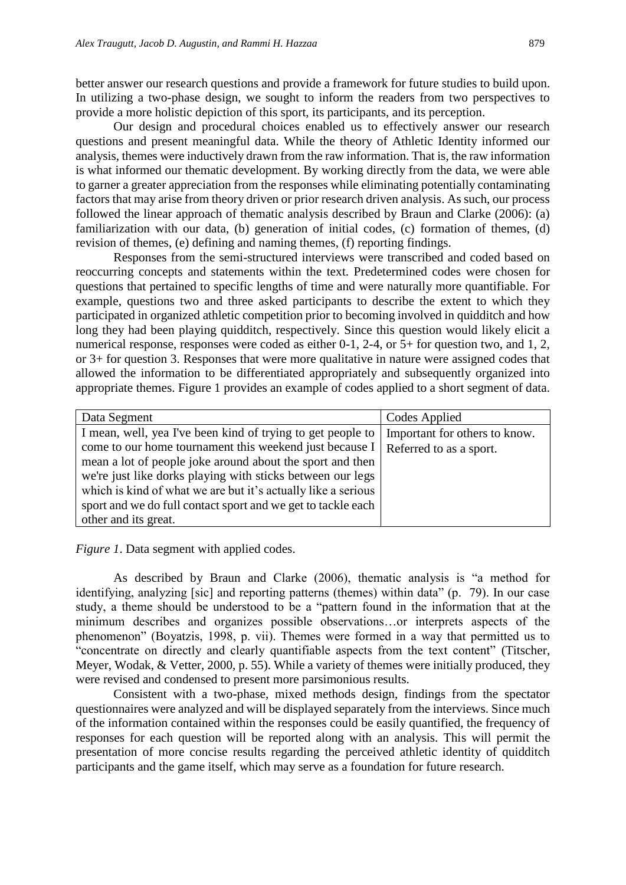better answer our research questions and provide a framework for future studies to build upon. In utilizing a two-phase design, we sought to inform the readers from two perspectives to provide a more holistic depiction of this sport, its participants, and its perception.

Our design and procedural choices enabled us to effectively answer our research questions and present meaningful data. While the theory of Athletic Identity informed our analysis, themes were inductively drawn from the raw information. That is, the raw information is what informed our thematic development. By working directly from the data, we were able to garner a greater appreciation from the responses while eliminating potentially contaminating factors that may arise from theory driven or prior research driven analysis. As such, our process followed the linear approach of thematic analysis described by Braun and Clarke (2006): (a) familiarization with our data, (b) generation of initial codes, (c) formation of themes, (d) revision of themes, (e) defining and naming themes, (f) reporting findings.

Responses from the semi-structured interviews were transcribed and coded based on reoccurring concepts and statements within the text. Predetermined codes were chosen for questions that pertained to specific lengths of time and were naturally more quantifiable. For example, questions two and three asked participants to describe the extent to which they participated in organized athletic competition prior to becoming involved in quidditch and how long they had been playing quidditch, respectively. Since this question would likely elicit a numerical response, responses were coded as either 0-1, 2-4, or 5+ for question two, and 1, 2, or 3+ for question 3. Responses that were more qualitative in nature were assigned codes that allowed the information to be differentiated appropriately and subsequently organized into appropriate themes. Figure 1 provides an example of codes applied to a short segment of data.

| Data Segment | Codes Applied |
| --- | --- |
| I mean, well, yea I've been kind of trying to get people to come to our home tournament this weekend just because I mean a lot of people joke around about the sport and then we're just like dorks playing with sticks between our legs which is kind of what we are but it's actually like a serious sport and we do full contact sport and we get to tackle each other and its great. | Important for others to know. Referred to as a sport. |

*Figure 1*. Data segment with applied codes.

As described by Braun and Clarke (2006), thematic analysis is "a method for identifying, analyzing [sic] and reporting patterns (themes) within data" (p. 79). In our case study, a theme should be understood to be a "pattern found in the information that at the minimum describes and organizes possible observations…or interprets aspects of the phenomenon" (Boyatzis, 1998, p. vii). Themes were formed in a way that permitted us to "concentrate on directly and clearly quantifiable aspects from the text content" (Titscher, Meyer, Wodak, & Vetter, 2000, p. 55). While a variety of themes were initially produced, they were revised and condensed to present more parsimonious results.

Consistent with a two-phase, mixed methods design, findings from the spectator questionnaires were analyzed and will be displayed separately from the interviews. Since much of the information contained within the responses could be easily quantified, the frequency of responses for each question will be reported along with an analysis. This will permit the presentation of more concise results regarding the perceived athletic identity of quidditch participants and the game itself, which may serve as a foundation for future research.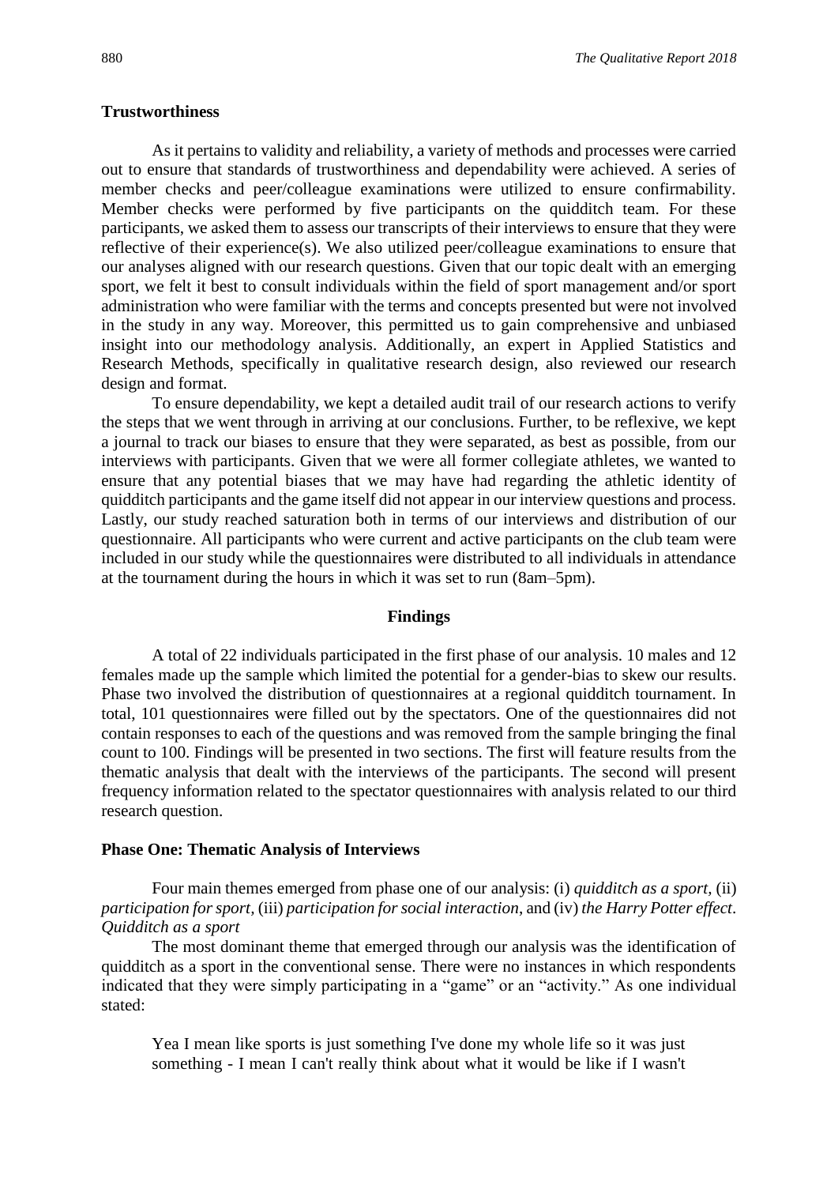### Trustworthiness

As it pertains to validity and reliability, a variety of methods and processes were carried out to ensure that standards of trustworthiness and dependability were achieved. A series of member checks and peer/colleague examinations were utilized to ensure confirmability. Member checks were performed by five participants on the quidditch team. For these participants, we asked them to assess our transcripts of their interviews to ensure that they were reflective of their experience(s). We also utilized peer/colleague examinations to ensure that our analyses aligned with our research questions. Given that our topic dealt with an emerging sport, we felt it best to consult individuals within the field of sport management and/or sport administration who were familiar with the terms and concepts presented but were not involved in the study in any way. Moreover, this permitted us to gain comprehensive and unbiased insight into our methodology analysis. Additionally, an expert in Applied Statistics and Research Methods, specifically in qualitative research design, also reviewed our research design and format.

To ensure dependability, we kept a detailed audit trail of our research actions to verify the steps that we went through in arriving at our conclusions. Further, to be reflexive, we kept a journal to track our biases to ensure that they were separated, as best as possible, from our interviews with participants. Given that we were all former collegiate athletes, we wanted to ensure that any potential biases that we may have had regarding the athletic identity of quidditch participants and the game itself did not appear in our interview questions and process. Lastly, our study reached saturation both in terms of our interviews and distribution of our questionnaire. All participants who were current and active participants on the club team were included in our study while the questionnaires were distributed to all individuals in attendance at the tournament during the hours in which it was set to run (8am–5pm).

## Findings

A total of 22 individuals participated in the first phase of our analysis. 10 males and 12 females made up the sample which limited the potential for a gender-bias to skew our results. Phase two involved the distribution of questionnaires at a regional quidditch tournament. In total, 101 questionnaires were filled out by the spectators. One of the questionnaires did not contain responses to each of the questions and was removed from the sample bringing the final count to 100. Findings will be presented in two sections. The first will feature results from the thematic analysis that dealt with the interviews of the participants. The second will present frequency information related to the spectator questionnaires with analysis related to our third research question.

### Phase One: Thematic Analysis of Interviews

Four main themes emerged from phase one of our analysis: (i) *quidditch as a sport*, (ii) *participation for sport*, (iii) *participation for social interaction*, and (iv) *the Harry Potter effect*.

#### *Quidditch as a sport*

The most dominant theme that emerged through our analysis was the identification of quidditch as a sport in the conventional sense. There were no instances in which respondents indicated that they were simply participating in a "game" or an "activity." As one individual stated:

> Yea I mean like sports is just something I've done my whole life so it was just something - I mean I can't really think about what it would be like if I wasn't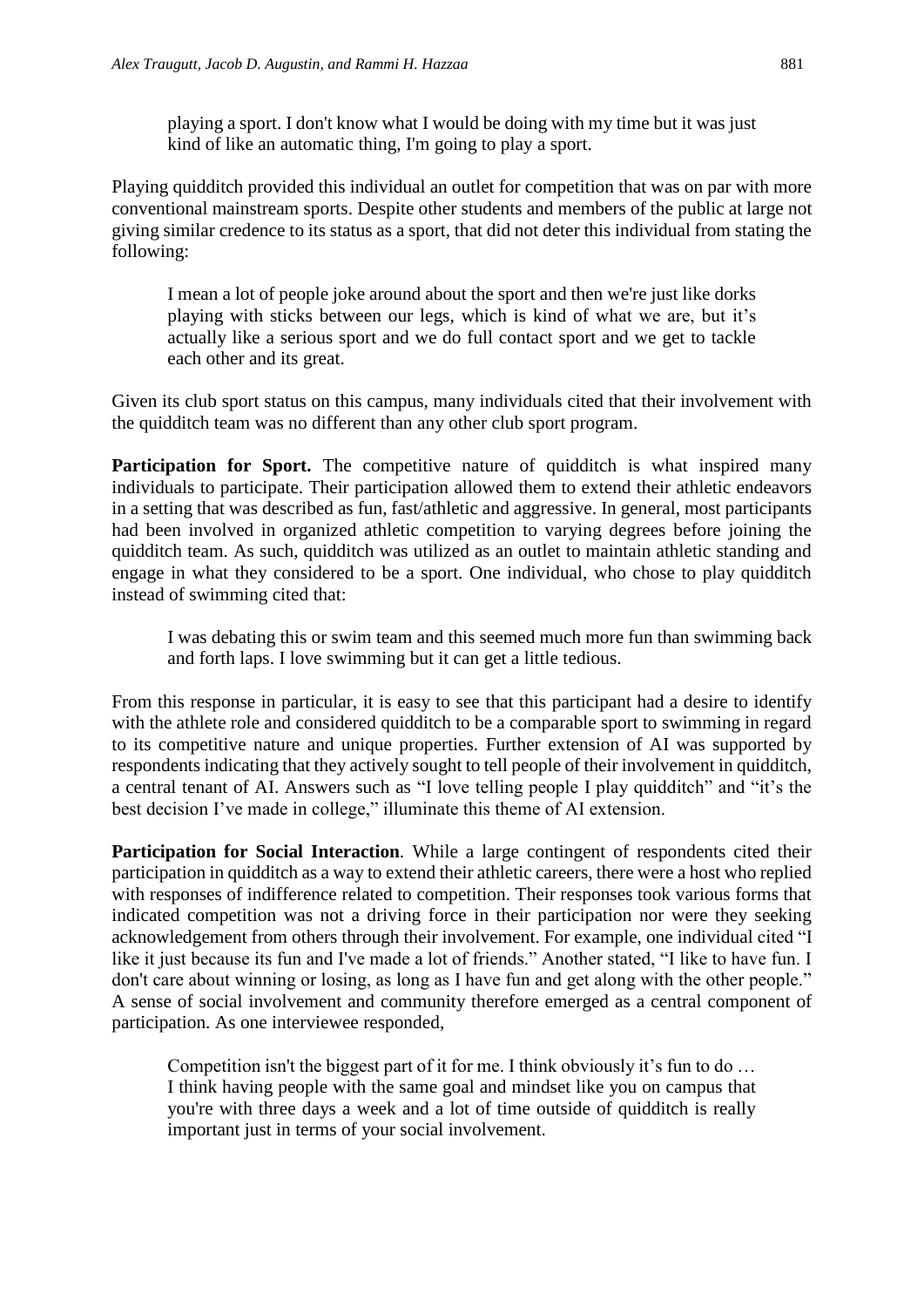> playing a sport. I don't know what I would be doing with my time but it was just kind of like an automatic thing, I'm going to play a sport.

Playing quidditch provided this individual an outlet for competition that was on par with more conventional mainstream sports. Despite other students and members of the public at large not giving similar credence to its status as a sport, that did not deter this individual from stating the following:

> I mean a lot of people joke around about the sport and then we're just like dorks playing with sticks between our legs, which is kind of what we are, but it's actually like a serious sport and we do full contact sport and we get to tackle each other and its great.

Given its club sport status on this campus, many individuals cited that their involvement with the quidditch team was no different than any other club sport program.

**Participation for Sport.** The competitive nature of quidditch is what inspired many individuals to participate. Their participation allowed them to extend their athletic endeavors in a setting that was described as fun, fast/athletic and aggressive. In general, most participants had been involved in organized athletic competition to varying degrees before joining the quidditch team. As such, quidditch was utilized as an outlet to maintain athletic standing and engage in what they considered to be a sport. One individual, who chose to play quidditch instead of swimming cited that:

> I was debating this or swim team and this seemed much more fun than swimming back and forth laps. I love swimming but it can get a little tedious.

From this response in particular, it is easy to see that this participant had a desire to identify with the athlete role and considered quidditch to be a comparable sport to swimming in regard to its competitive nature and unique properties. Further extension of AI was supported by respondents indicating that they actively sought to tell people of their involvement in quidditch, a central tenant of AI. Answers such as "I love telling people I play quidditch" and "it's the best decision I've made in college," illuminate this theme of AI extension.

**Participation for Social Interaction**. While a large contingent of respondents cited their participation in quidditch as a way to extend their athletic careers, there were a host who replied with responses of indifference related to competition. Their responses took various forms that indicated competition was not a driving force in their participation nor were they seeking acknowledgement from others through their involvement. For example, one individual cited "I like it just because its fun and I've made a lot of friends." Another stated, "I like to have fun. I don't care about winning or losing, as long as I have fun and get along with the other people." A sense of social involvement and community therefore emerged as a central component of participation. As one interviewee responded,

> Competition isn't the biggest part of it for me. I think obviously it's fun to do … I think having people with the same goal and mindset like you on campus that you're with three days a week and a lot of time outside of quidditch is really important just in terms of your social involvement.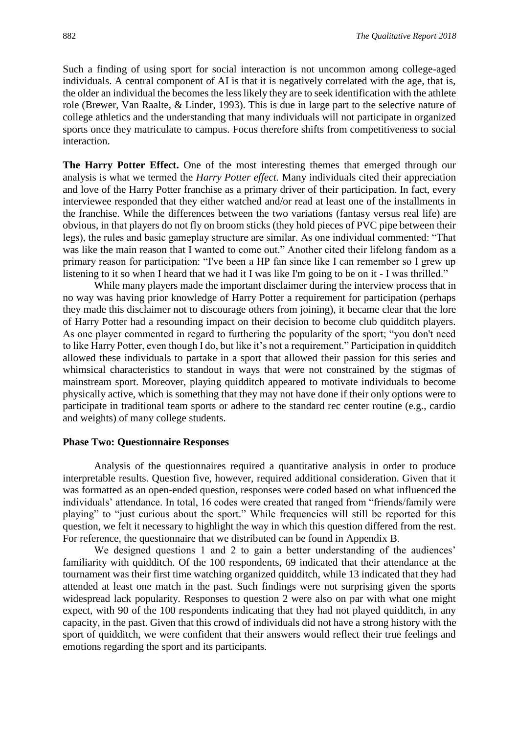Such a finding of using sport for social interaction is not uncommon among college-aged individuals. A central component of AI is that it is negatively correlated with the age, that is, the older an individual the becomes the less likely they are to seek identification with the athlete role (Brewer, Van Raalte, & Linder, 1993). This is due in large part to the selective nature of college athletics and the understanding that many individuals will not participate in organized sports once they matriculate to campus. Focus therefore shifts from competitiveness to social interaction.

**The Harry Potter Effect.** One of the most interesting themes that emerged through our analysis is what we termed the *Harry Potter effect.* Many individuals cited their appreciation and love of the Harry Potter franchise as a primary driver of their participation. In fact, every interviewee responded that they either watched and/or read at least one of the installments in the franchise. While the differences between the two variations (fantasy versus real life) are obvious, in that players do not fly on broom sticks (they hold pieces of PVC pipe between their legs), the rules and basic gameplay structure are similar. As one individual commented: "That was like the main reason that I wanted to come out." Another cited their lifelong fandom as a primary reason for participation: "I've been a HP fan since like I can remember so I grew up listening to it so when I heard that we had it I was like I'm going to be on it - I was thrilled."

While many players made the important disclaimer during the interview process that in no way was having prior knowledge of Harry Potter a requirement for participation (perhaps they made this disclaimer not to discourage others from joining), it became clear that the lore of Harry Potter had a resounding impact on their decision to become club quidditch players. As one player commented in regard to furthering the popularity of the sport; "you don't need to like Harry Potter, even though I do, but like it's not a requirement." Participation in quidditch allowed these individuals to partake in a sport that allowed their passion for this series and whimsical characteristics to standout in ways that were not constrained by the stigmas of mainstream sport. Moreover, playing quidditch appeared to motivate individuals to become physically active, which is something that they may not have done if their only options were to participate in traditional team sports or adhere to the standard rec center routine (e.g., cardio and weights) of many college students.

### Phase Two: Questionnaire Responses

Analysis of the questionnaires required a quantitative analysis in order to produce interpretable results. Question five, however, required additional consideration. Given that it was formatted as an open-ended question, responses were coded based on what influenced the individuals' attendance. In total, 16 codes were created that ranged from "friends/family were playing" to "just curious about the sport." While frequencies will still be reported for this question, we felt it necessary to highlight the way in which this question differed from the rest. For reference, the questionnaire that we distributed can be found in Appendix B.

We designed questions 1 and 2 to gain a better understanding of the audiences' familiarity with quidditch. Of the 100 respondents, 69 indicated that their attendance at the tournament was their first time watching organized quidditch, while 13 indicated that they had attended at least one match in the past. Such findings were not surprising given the sports widespread lack popularity. Responses to question 2 were also on par with what one might expect, with 90 of the 100 respondents indicating that they had not played quidditch, in any capacity, in the past. Given that this crowd of individuals did not have a strong history with the sport of quidditch, we were confident that their answers would reflect their true feelings and emotions regarding the sport and its participants.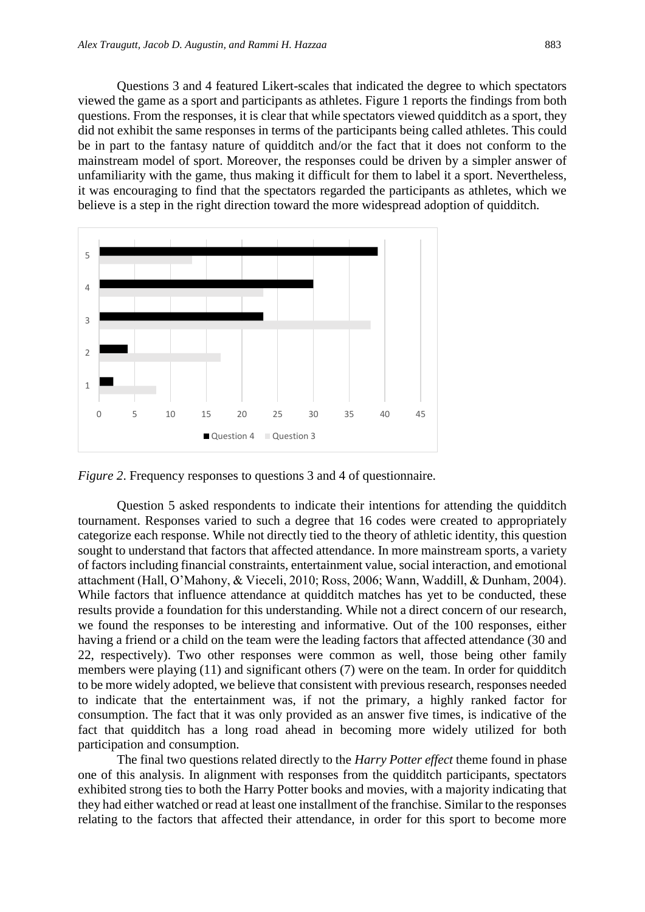Questions 3 and 4 featured Likert-scales that indicated the degree to which spectators viewed the game as a sport and participants as athletes. Figure 1 reports the findings from both questions. From the responses, it is clear that while spectators viewed quidditch as a sport, they did not exhibit the same responses in terms of the participants being called athletes. This could be in part to the fantasy nature of quidditch and/or the fact that it does not conform to the mainstream model of sport. Moreover, the responses could be driven by a simpler answer of unfamiliarity with the game, thus making it difficult for them to label it a sport. Nevertheless, it was encouraging to find that the spectators regarded the participants as athletes, which we believe is a step in the right direction toward the more widespread adoption of quidditch.

*Figure 2*. Frequency responses to questions 3 and 4 of questionnaire.

Question 5 asked respondents to indicate their intentions for attending the quidditch tournament. Responses varied to such a degree that 16 codes were created to appropriately categorize each response. While not directly tied to the theory of athletic identity, this question sought to understand that factors that affected attendance. In more mainstream sports, a variety of factors including financial constraints, entertainment value, social interaction, and emotional attachment (Hall, O'Mahony, & Vieceli, 2010; Ross, 2006; Wann, Waddill, & Dunham, 2004). While factors that influence attendance at quidditch matches has yet to be conducted, these results provide a foundation for this understanding. While not a direct concern of our research, we found the responses to be interesting and informative. Out of the 100 responses, either having a friend or a child on the team were the leading factors that affected attendance (30 and 22, respectively). Two other responses were common as well, those being other family members were playing (11) and significant others (7) were on the team. In order for quidditch to be more widely adopted, we believe that consistent with previous research, responses needed to indicate that the entertainment was, if not the primary, a highly ranked factor for consumption. The fact that it was only provided as an answer five times, is indicative of the fact that quidditch has a long road ahead in becoming more widely utilized for both participation and consumption.

The final two questions related directly to the *Harry Potter effect* theme found in phase one of this analysis. In alignment with responses from the quidditch participants, spectators exhibited strong ties to both the Harry Potter books and movies, with a majority indicating that they had either watched or read at least one installment of the franchise. Similar to the responses relating to the factors that affected their attendance, in order for this sport to become more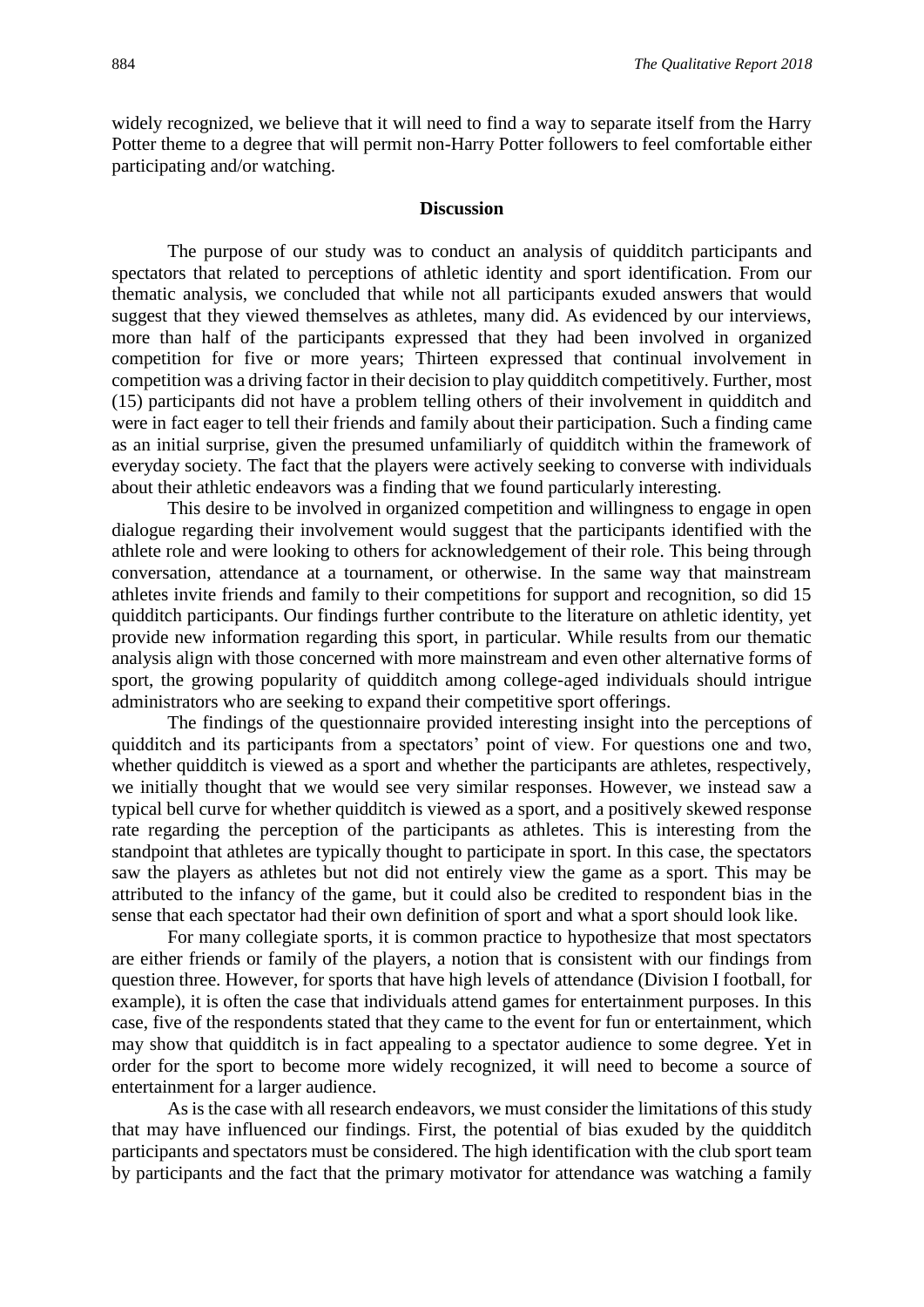widely recognized, we believe that it will need to find a way to separate itself from the Harry Potter theme to a degree that will permit non-Harry Potter followers to feel comfortable either participating and/or watching.

## Discussion

The purpose of our study was to conduct an analysis of quidditch participants and spectators that related to perceptions of athletic identity and sport identification. From our thematic analysis, we concluded that while not all participants exuded answers that would suggest that they viewed themselves as athletes, many did. As evidenced by our interviews, more than half of the participants expressed that they had been involved in organized competition for five or more years; Thirteen expressed that continual involvement in competition was a driving factor in their decision to play quidditch competitively. Further, most (15) participants did not have a problem telling others of their involvement in quidditch and were in fact eager to tell their friends and family about their participation. Such a finding came as an initial surprise, given the presumed unfamiliarly of quidditch within the framework of everyday society. The fact that the players were actively seeking to converse with individuals about their athletic endeavors was a finding that we found particularly interesting.

This desire to be involved in organized competition and willingness to engage in open dialogue regarding their involvement would suggest that the participants identified with the athlete role and were looking to others for acknowledgement of their role. This being through conversation, attendance at a tournament, or otherwise. In the same way that mainstream athletes invite friends and family to their competitions for support and recognition, so did 15 quidditch participants. Our findings further contribute to the literature on athletic identity, yet provide new information regarding this sport, in particular. While results from our thematic analysis align with those concerned with more mainstream and even other alternative forms of sport, the growing popularity of quidditch among college-aged individuals should intrigue administrators who are seeking to expand their competitive sport offerings.

The findings of the questionnaire provided interesting insight into the perceptions of quidditch and its participants from a spectators' point of view. For questions one and two, whether quidditch is viewed as a sport and whether the participants are athletes, respectively, we initially thought that we would see very similar responses. However, we instead saw a typical bell curve for whether quidditch is viewed as a sport, and a positively skewed response rate regarding the perception of the participants as athletes. This is interesting from the standpoint that athletes are typically thought to participate in sport. In this case, the spectators saw the players as athletes but not did not entirely view the game as a sport. This may be attributed to the infancy of the game, but it could also be credited to respondent bias in the sense that each spectator had their own definition of sport and what a sport should look like.

For many collegiate sports, it is common practice to hypothesize that most spectators are either friends or family of the players, a notion that is consistent with our findings from question three. However, for sports that have high levels of attendance (Division I football, for example), it is often the case that individuals attend games for entertainment purposes. In this case, five of the respondents stated that they came to the event for fun or entertainment, which may show that quidditch is in fact appealing to a spectator audience to some degree. Yet in order for the sport to become more widely recognized, it will need to become a source of entertainment for a larger audience.

As is the case with all research endeavors, we must consider the limitations of this study that may have influenced our findings. First, the potential of bias exuded by the quidditch participants and spectators must be considered. The high identification with the club sport team by participants and the fact that the primary motivator for attendance was watching a family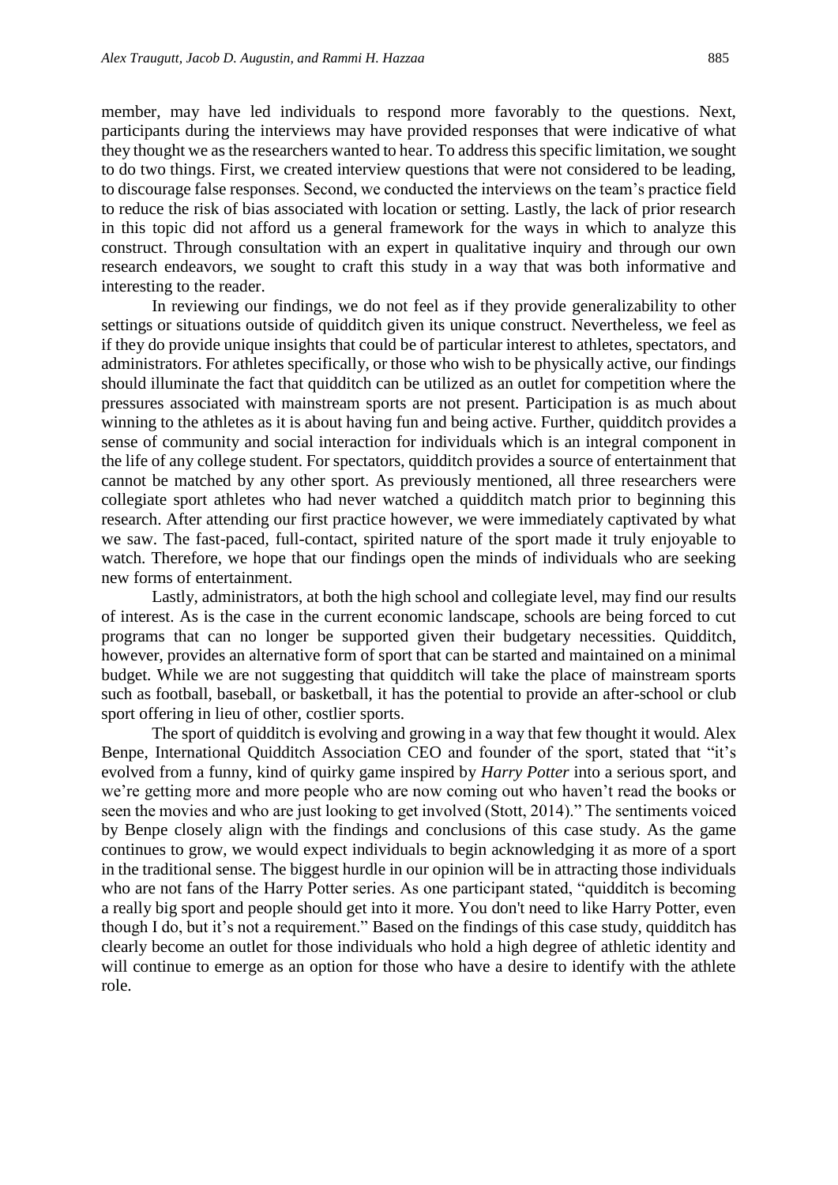member, may have led individuals to respond more favorably to the questions. Next, participants during the interviews may have provided responses that were indicative of what they thought we as the researchers wanted to hear. To address this specific limitation, we sought to do two things. First, we created interview questions that were not considered to be leading, to discourage false responses. Second, we conducted the interviews on the team's practice field to reduce the risk of bias associated with location or setting. Lastly, the lack of prior research in this topic did not afford us a general framework for the ways in which to analyze this construct. Through consultation with an expert in qualitative inquiry and through our own research endeavors, we sought to craft this study in a way that was both informative and interesting to the reader.

In reviewing our findings, we do not feel as if they provide generalizability to other settings or situations outside of quidditch given its unique construct. Nevertheless, we feel as if they do provide unique insights that could be of particular interest to athletes, spectators, and administrators. For athletes specifically, or those who wish to be physically active, our findings should illuminate the fact that quidditch can be utilized as an outlet for competition where the pressures associated with mainstream sports are not present. Participation is as much about winning to the athletes as it is about having fun and being active. Further, quidditch provides a sense of community and social interaction for individuals which is an integral component in the life of any college student. For spectators, quidditch provides a source of entertainment that cannot be matched by any other sport. As previously mentioned, all three researchers were collegiate sport athletes who had never watched a quidditch match prior to beginning this research. After attending our first practice however, we were immediately captivated by what we saw. The fast-paced, full-contact, spirited nature of the sport made it truly enjoyable to watch. Therefore, we hope that our findings open the minds of individuals who are seeking new forms of entertainment.

Lastly, administrators, at both the high school and collegiate level, may find our results of interest. As is the case in the current economic landscape, schools are being forced to cut programs that can no longer be supported given their budgetary necessities. Quidditch, however, provides an alternative form of sport that can be started and maintained on a minimal budget. While we are not suggesting that quidditch will take the place of mainstream sports such as football, baseball, or basketball, it has the potential to provide an after-school or club sport offering in lieu of other, costlier sports.

The sport of quidditch is evolving and growing in a way that few thought it would. Alex Benpe, International Quidditch Association CEO and founder of the sport, stated that "it's evolved from a funny, kind of quirky game inspired by *Harry Potter* into a serious sport, and we're getting more and more people who are now coming out who haven't read the books or seen the movies and who are just looking to get involved (Stott, 2014)." The sentiments voiced by Benpe closely align with the findings and conclusions of this case study. As the game continues to grow, we would expect individuals to begin acknowledging it as more of a sport in the traditional sense. The biggest hurdle in our opinion will be in attracting those individuals who are not fans of the Harry Potter series. As one participant stated, "quidditch is becoming a really big sport and people should get into it more. You don't need to like Harry Potter, even though I do, but it's not a requirement." Based on the findings of this case study, quidditch has clearly become an outlet for those individuals who hold a high degree of athletic identity and will continue to emerge as an option for those who have a desire to identify with the athlete role.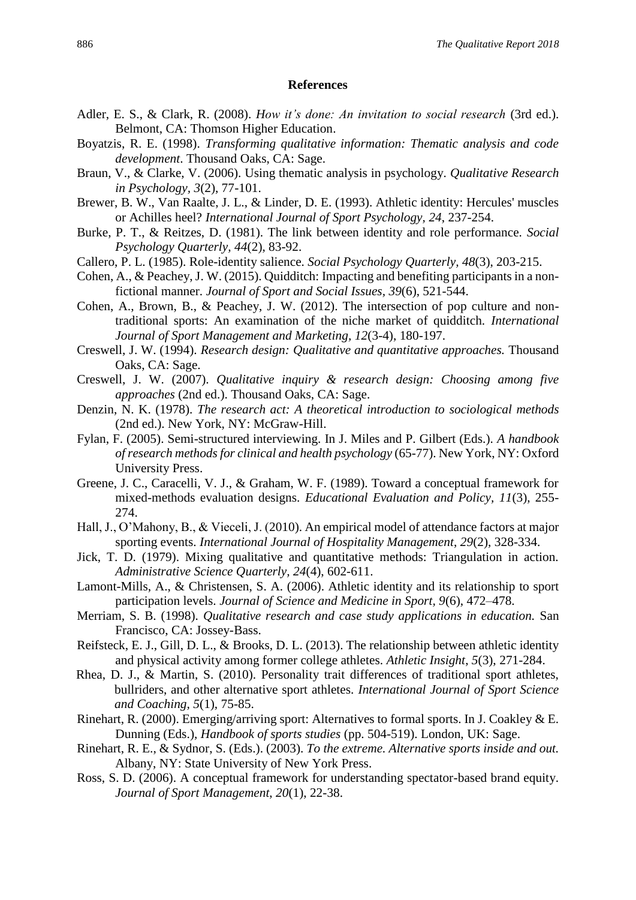## References

Adler, E. S., & Clark, R. (2008). *How it's done: An invitation to social research* (3rd ed.). Belmont, CA: Thomson Higher Education.

Boyatzis, R. E. (1998). *Transforming qualitative information: Thematic analysis and code development*. Thousand Oaks, CA: Sage.

Braun, V., & Clarke, V. (2006). Using thematic analysis in psychology. *Qualitative Research in Psychology*, *3*(2), 77-101.

Brewer, B. W., Van Raalte, J. L., & Linder, D. E. (1993). Athletic identity: Hercules' muscles or Achilles heel? *International Journal of Sport Psychology*, *24*, 237-254.

Burke, P. T., & Reitzes, D. (1981). The link between identity and role performance. *Social Psychology Quarterly, 44*(2), 83-92.

Callero, P. L. (1985). Role-identity salience. *Social Psychology Quarterly*, *48*(3), 203-215.

Cohen, A., & Peachey, J. W. (2015). Quidditch: Impacting and benefiting participants in a non-fictional manner. *Journal of Sport and Social Issues, 39*(6), 521-544.

Cohen, A., Brown, B., & Peachey, J. W. (2012). The intersection of pop culture and non-traditional sports: An examination of the niche market of quidditch. *International Journal of Sport Management and Marketing, 12*(3-4), 180-197.

Creswell, J. W. (1994). *Research design: Qualitative and quantitative approaches.* Thousand Oaks, CA: Sage.

Creswell, J. W. (2007). *Qualitative inquiry & research design: Choosing among five approaches* (2nd ed.). Thousand Oaks, CA: Sage.

Denzin, N. K. (1978). *The research act: A theoretical introduction to sociological methods* (2nd ed.). New York, NY: McGraw-Hill.

Fylan, F. (2005). Semi-structured interviewing. In J. Miles and P. Gilbert (Eds.). *A handbook of research methods for clinical and health psychology* (65-77). New York, NY: Oxford University Press.

Greene, J. C., Caracelli, V. J., & Graham, W. F. (1989). Toward a conceptual framework for mixed-methods evaluation designs. *Educational Evaluation and Policy, 11*(3), 255-274.

Hall, J., O'Mahony, B., & Vieceli, J. (2010). An empirical model of attendance factors at major sporting events. *International Journal of Hospitality Management*, *29*(2), 328-334.

Jick, T. D. (1979). Mixing qualitative and quantitative methods: Triangulation in action. *Administrative Science Quarterly, 24*(4), 602-611.

Lamont-Mills, A., & Christensen, S. A. (2006). Athletic identity and its relationship to sport participation levels. *Journal of Science and Medicine in Sport, 9*(6), 472–478.

Merriam, S. B. (1998). *Qualitative research and case study applications in education.* San Francisco, CA: Jossey-Bass.

Reifsteck, E. J., Gill, D. L., & Brooks, D. L. (2013). The relationship between athletic identity and physical activity among former college athletes. *Athletic Insight*, *5*(3), 271-284.

Rhea, D. J., & Martin, S. (2010). Personality trait differences of traditional sport athletes, bullriders, and other alternative sport athletes. *International Journal of Sport Science and Coaching*, *5*(1), 75-85.

Rinehart, R. (2000). Emerging/arriving sport: Alternatives to formal sports. In J. Coakley & E. Dunning (Eds.), *Handbook of sports studies* (pp. 504-519). London, UK: Sage.

Rinehart, R. E., & Sydnor, S. (Eds.). (2003). *To the extreme. Alternative sports inside and out.* Albany, NY: State University of New York Press.

Ross, S. D. (2006). A conceptual framework for understanding spectator-based brand equity. *Journal of Sport Management*, *20*(1), 22-38.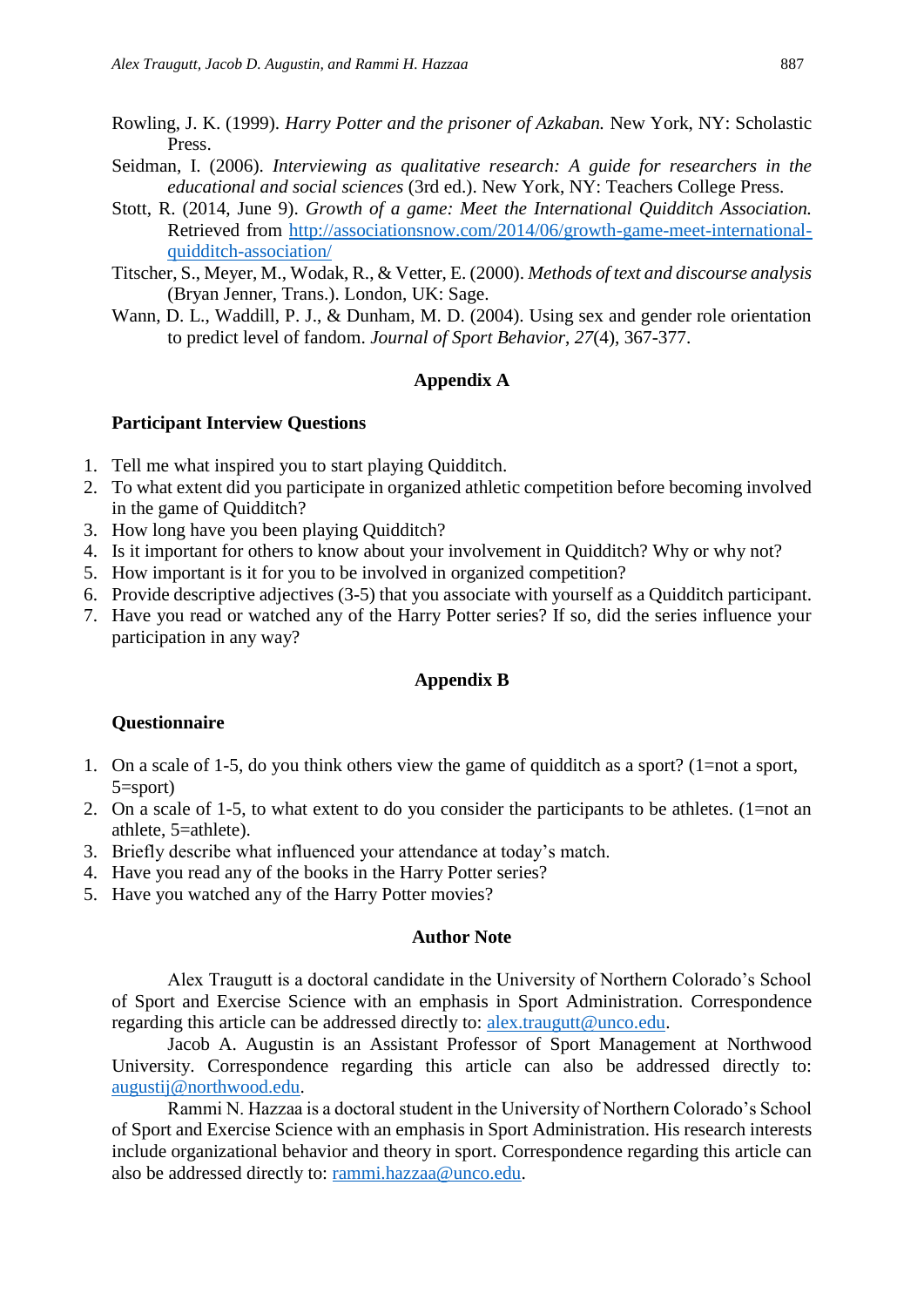Rowling, J. K. (1999). *Harry Potter and the prisoner of Azkaban.* New York, NY: Scholastic Press.

Seidman, I. (2006). *Interviewing as qualitative research: A guide for researchers in the educational and social sciences* (3rd ed.). New York, NY: Teachers College Press.

Stott, R. (2014, June 9). *Growth of a game: Meet the International Quidditch Association.* Retrieved from http://associationsnow.com/2014/06/growth-game-meet-international-quidditch-association/

Titscher, S., Meyer, M., Wodak, R., & Vetter, E. (2000). *Methods of text and discourse analysis* (Bryan Jenner, Trans.). London, UK: Sage.

Wann, D. L., Waddill, P. J., & Dunham, M. D. (2004). Using sex and gender role orientation to predict level of fandom. *Journal of Sport Behavior, 27*(4), 367-377.

## Appendix A

### Participant Interview Questions

1. Tell me what inspired you to start playing Quidditch.
2. To what extent did you participate in organized athletic competition before becoming involved in the game of Quidditch?
3. How long have you been playing Quidditch?
4. Is it important for others to know about your involvement in Quidditch? Why or why not?
5. How important is it for you to be involved in organized competition?
6. Provide descriptive adjectives (3-5) that you associate with yourself as a Quidditch participant.
7. Have you read or watched any of the Harry Potter series? If so, did the series influence your participation in any way?

## Appendix B

### Questionnaire

1. On a scale of 1-5, do you think others view the game of quidditch as a sport? (1=not a sport, 5=sport)
2. On a scale of 1-5, to what extent to do you consider the participants to be athletes. (1=not an athlete, 5=athlete).
3. Briefly describe what influenced your attendance at today's match.
4. Have you read any of the books in the Harry Potter series?
5. Have you watched any of the Harry Potter movies?

## Author Note

Alex Traugutt is a doctoral candidate in the University of Northern Colorado's School of Sport and Exercise Science with an emphasis in Sport Administration. Correspondence regarding this article can be addressed directly to: alex.traugutt@unco.edu.

Jacob A. Augustin is an Assistant Professor of Sport Management at Northwood University. Correspondence regarding this article can also be addressed directly to: augustij@northwood.edu.

Rammi N. Hazzaa is a doctoral student in the University of Northern Colorado's School of Sport and Exercise Science with an emphasis in Sport Administration. His research interests include organizational behavior and theory in sport. Correspondence regarding this article can also be addressed directly to: rammi.hazzaa@unco.edu.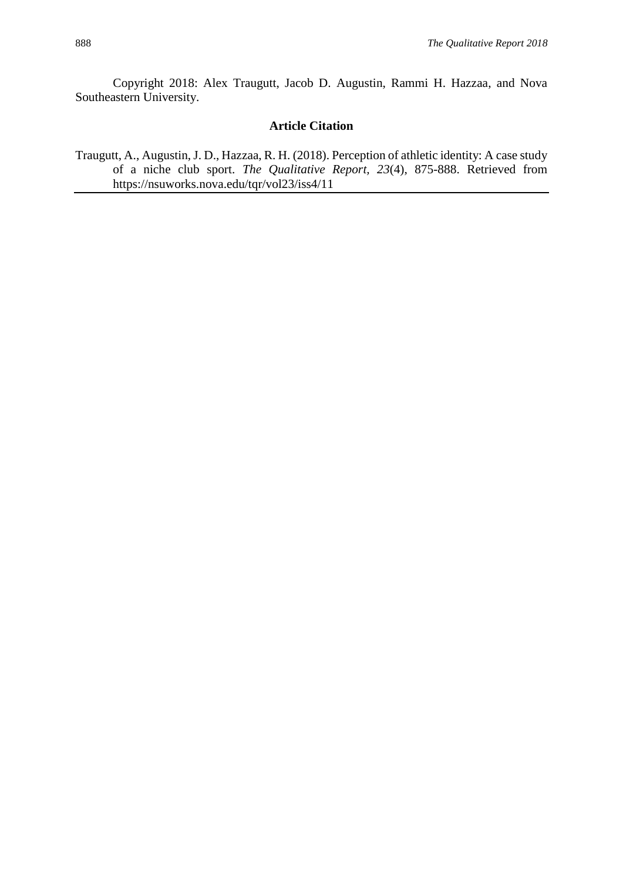Copyright 2018: Alex Traugutt, Jacob D. Augustin, Rammi H. Hazzaa, and Nova Southeastern University.

## Article Citation

Traugutt, A., Augustin, J. D., Hazzaa, R. H. (2018). Perception of athletic identity: A case study of a niche club sport. *The Qualitative Report*, *23*(4), 875-888. Retrieved from https://nsuworks.nova.edu/tqr/vol23/iss4/11